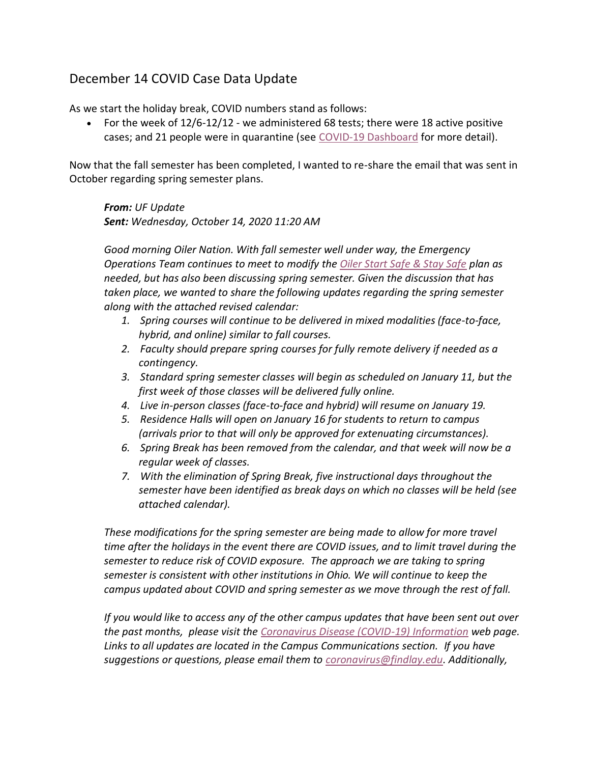## December 14 COVID Case Data Update

As we start the holiday break, COVID numbers stand as follows:

- For the week of 12/6-12/12 - we administered 68 tests; there were 18 active positive cases; and 21 people were in quarantine (see COVID-19 Dashboard for more detail).

Now that the fall semester has been completed, I wanted to re-share the email that was sent in October regarding spring semester plans.

> ***From:*** *UF Update*
> ***Sent:*** *Wednesday, October 14, 2020 11:20 AM*
>
> *Good morning Oiler Nation. With fall semester well under way, the Emergency Operations Team continues to meet to modify the Oiler Start Safe & Stay Safe plan as needed, but has also been discussing spring semester. Given the discussion that has taken place, we wanted to share the following updates regarding the spring semester along with the attached revised calendar:*
>
> 1. *Spring courses will continue to be delivered in mixed modalities (face-to-face, hybrid, and online) similar to fall courses.*
> 2. *Faculty should prepare spring courses for fully remote delivery if needed as a contingency.*
> 3. *Standard spring semester classes will begin as scheduled on January 11, but the first week of those classes will be delivered fully online.*
> 4. *Live in-person classes (face-to-face and hybrid) will resume on January 19.*
> 5. *Residence Halls will open on January 16 for students to return to campus (arrivals prior to that will only be approved for extenuating circumstances).*
> 6. *Spring Break has been removed from the calendar, and that week will now be a regular week of classes.*
> 7. *With the elimination of Spring Break, five instructional days throughout the semester have been identified as break days on which no classes will be held (see attached calendar).*
>
> *These modifications for the spring semester are being made to allow for more travel time after the holidays in the event there are COVID issues, and to limit travel during the semester to reduce risk of COVID exposure. The approach we are taking to spring semester is consistent with other institutions in Ohio. We will continue to keep the campus updated about COVID and spring semester as we move through the rest of fall.*
>
> *If you would like to access any of the other campus updates that have been sent out over the past months, please visit the Coronavirus Disease (COVID-19) Information web page. Links to all updates are located in the Campus Communications section. If you have suggestions or questions, please email them to coronavirus@findlay.edu. Additionally,*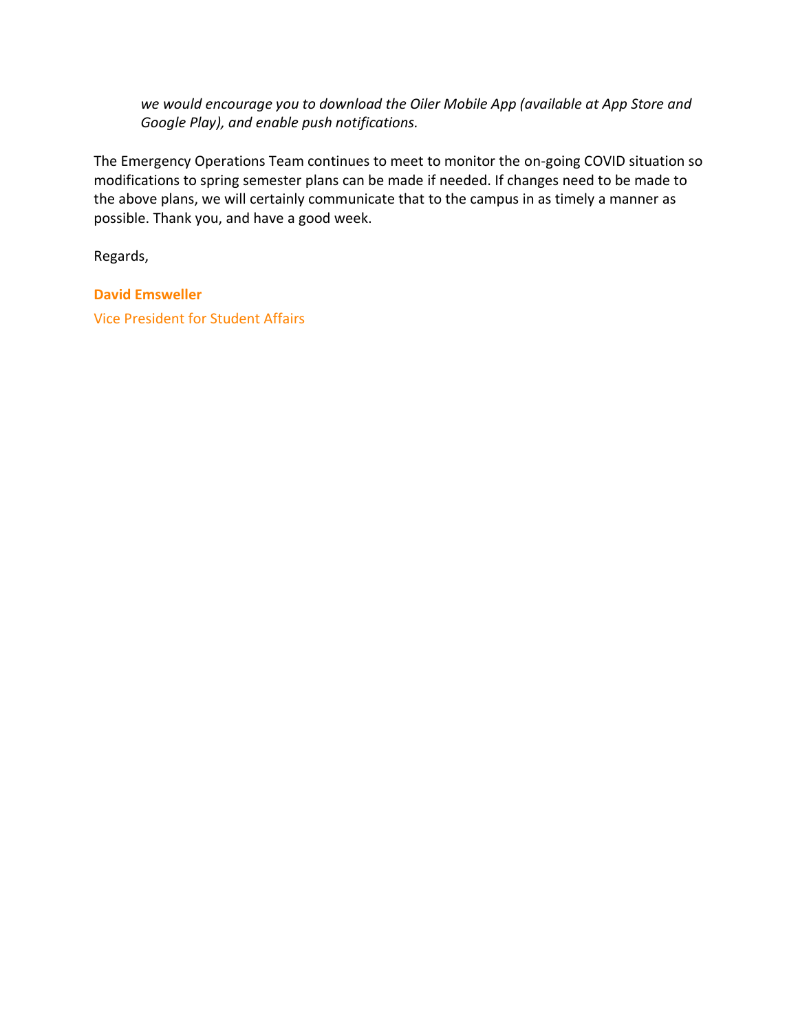*we would encourage you to download the Oiler Mobile App (available at App Store and Google Play), and enable push notifications.*

The Emergency Operations Team continues to meet to monitor the on-going COVID situation so modifications to spring semester plans can be made if needed. If changes need to be made to the above plans, we will certainly communicate that to the campus in as timely a manner as possible. Thank you, and have a good week.

Regards,

**David Emsweller**
Vice President for Student Affairs